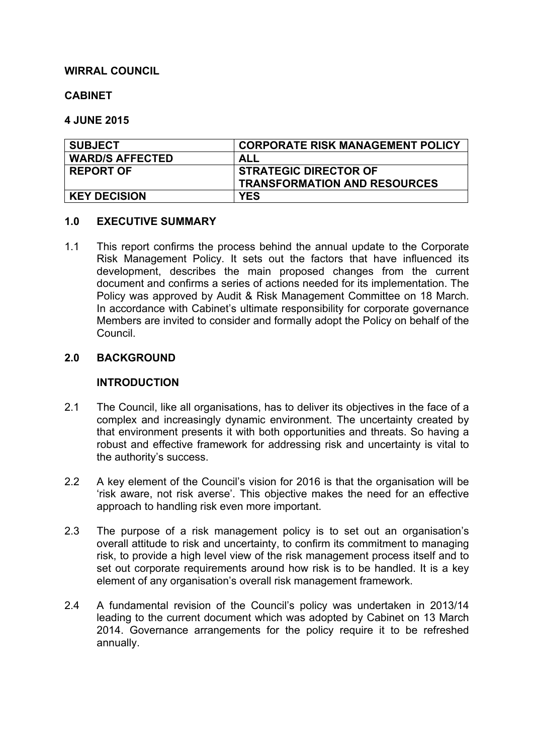**WIRRAL COUNCIL**

**CABINET**

**4 JUNE 2015**

| SUBJECT | CORPORATE RISK MANAGEMENT POLICY |
|---|---|
| WARD/S AFFECTED | ALL |
| REPORT OF | STRATEGIC DIRECTOR OF TRANSFORMATION AND RESOURCES |
| KEY DECISION | YES |

## 1.0 EXECUTIVE SUMMARY

1.1 This report confirms the process behind the annual update to the Corporate Risk Management Policy. It sets out the factors that have influenced its development, describes the main proposed changes from the current document and confirms a series of actions needed for its implementation. The Policy was approved by Audit & Risk Management Committee on 18 March. In accordance with Cabinet's ultimate responsibility for corporate governance Members are invited to consider and formally adopt the Policy on behalf of the Council.

## 2.0 BACKGROUND

### INTRODUCTION

2.1 The Council, like all organisations, has to deliver its objectives in the face of a complex and increasingly dynamic environment. The uncertainty created by that environment presents it with both opportunities and threats. So having a robust and effective framework for addressing risk and uncertainty is vital to the authority's success.

2.2 A key element of the Council's vision for 2016 is that the organisation will be 'risk aware, not risk averse'. This objective makes the need for an effective approach to handling risk even more important.

2.3 The purpose of a risk management policy is to set out an organisation's overall attitude to risk and uncertainty, to confirm its commitment to managing risk, to provide a high level view of the risk management process itself and to set out corporate requirements around how risk is to be handled. It is a key element of any organisation's overall risk management framework.

2.4 A fundamental revision of the Council's policy was undertaken in 2013/14 leading to the current document which was adopted by Cabinet on 13 March 2014. Governance arrangements for the policy require it to be refreshed annually.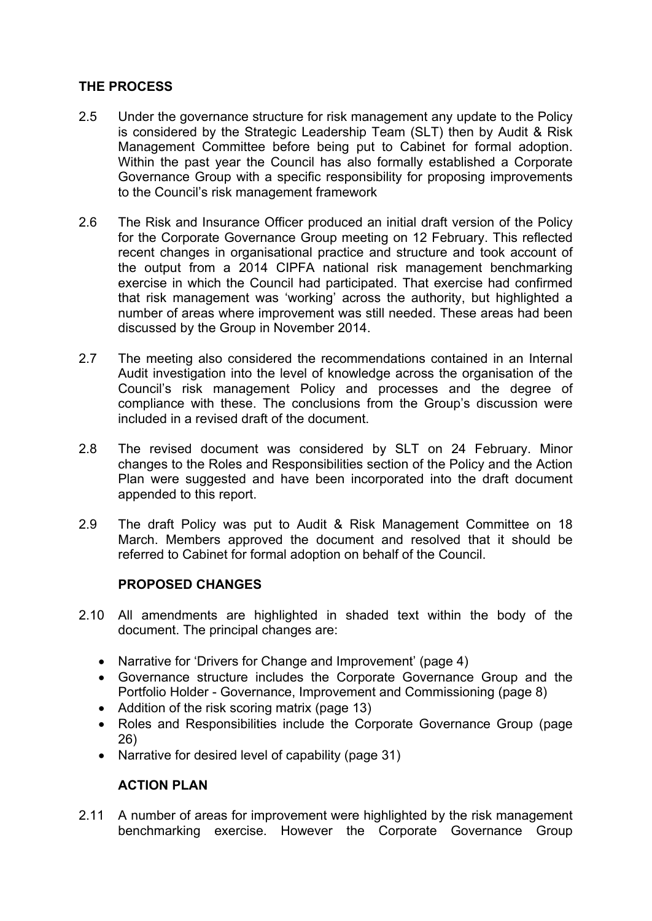## THE PROCESS

2.5 Under the governance structure for risk management any update to the Policy is considered by the Strategic Leadership Team (SLT) then by Audit & Risk Management Committee before being put to Cabinet for formal adoption. Within the past year the Council has also formally established a Corporate Governance Group with a specific responsibility for proposing improvements to the Council's risk management framework

2.6 The Risk and Insurance Officer produced an initial draft version of the Policy for the Corporate Governance Group meeting on 12 February. This reflected recent changes in organisational practice and structure and took account of the output from a 2014 CIPFA national risk management benchmarking exercise in which the Council had participated. That exercise had confirmed that risk management was 'working' across the authority, but highlighted a number of areas where improvement was still needed. These areas had been discussed by the Group in November 2014.

2.7 The meeting also considered the recommendations contained in an Internal Audit investigation into the level of knowledge across the organisation of the Council's risk management Policy and processes and the degree of compliance with these. The conclusions from the Group's discussion were included in a revised draft of the document.

2.8 The revised document was considered by SLT on 24 February. Minor changes to the Roles and Responsibilities section of the Policy and the Action Plan were suggested and have been incorporated into the draft document appended to this report.

2.9 The draft Policy was put to Audit & Risk Management Committee on 18 March. Members approved the document and resolved that it should be referred to Cabinet for formal adoption on behalf of the Council.

## PROPOSED CHANGES

2.10 All amendments are highlighted in shaded text within the body of the document. The principal changes are:

- Narrative for 'Drivers for Change and Improvement' (page 4)
- Governance structure includes the Corporate Governance Group and the Portfolio Holder - Governance, Improvement and Commissioning (page 8)
- Addition of the risk scoring matrix (page 13)
- Roles and Responsibilities include the Corporate Governance Group (page 26)
- Narrative for desired level of capability (page 31)

## ACTION PLAN

2.11 A number of areas for improvement were highlighted by the risk management benchmarking exercise. However the Corporate Governance Group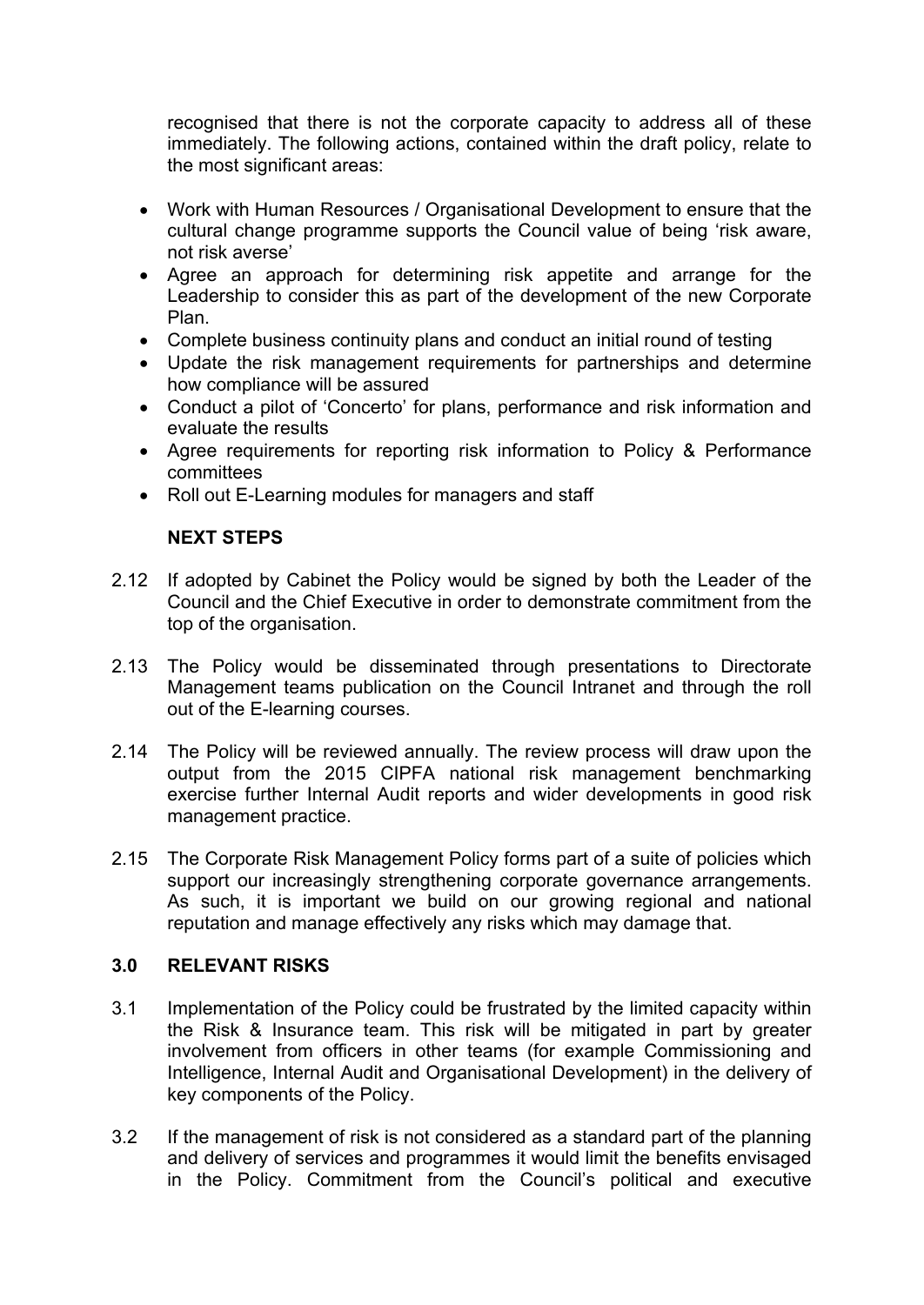recognised that there is not the corporate capacity to address all of these immediately. The following actions, contained within the draft policy, relate to the most significant areas:

- Work with Human Resources / Organisational Development to ensure that the cultural change programme supports the Council value of being 'risk aware, not risk averse'
- Agree an approach for determining risk appetite and arrange for the Leadership to consider this as part of the development of the new Corporate Plan.
- Complete business continuity plans and conduct an initial round of testing
- Update the risk management requirements for partnerships and determine how compliance will be assured
- Conduct a pilot of 'Concerto' for plans, performance and risk information and evaluate the results
- Agree requirements for reporting risk information to Policy & Performance committees
- Roll out E-Learning modules for managers and staff

**NEXT STEPS**

2.12 If adopted by Cabinet the Policy would be signed by both the Leader of the Council and the Chief Executive in order to demonstrate commitment from the top of the organisation.

2.13 The Policy would be disseminated through presentations to Directorate Management teams publication on the Council Intranet and through the roll out of the E-learning courses.

2.14 The Policy will be reviewed annually. The review process will draw upon the output from the 2015 CIPFA national risk management benchmarking exercise further Internal Audit reports and wider developments in good risk management practice.

2.15 The Corporate Risk Management Policy forms part of a suite of policies which support our increasingly strengthening corporate governance arrangements. As such, it is important we build on our growing regional and national reputation and manage effectively any risks which may damage that.

## 3.0 RELEVANT RISKS

3.1 Implementation of the Policy could be frustrated by the limited capacity within the Risk & Insurance team. This risk will be mitigated in part by greater involvement from officers in other teams (for example Commissioning and Intelligence, Internal Audit and Organisational Development) in the delivery of key components of the Policy.

3.2 If the management of risk is not considered as a standard part of the planning and delivery of services and programmes it would limit the benefits envisaged in the Policy. Commitment from the Council's political and executive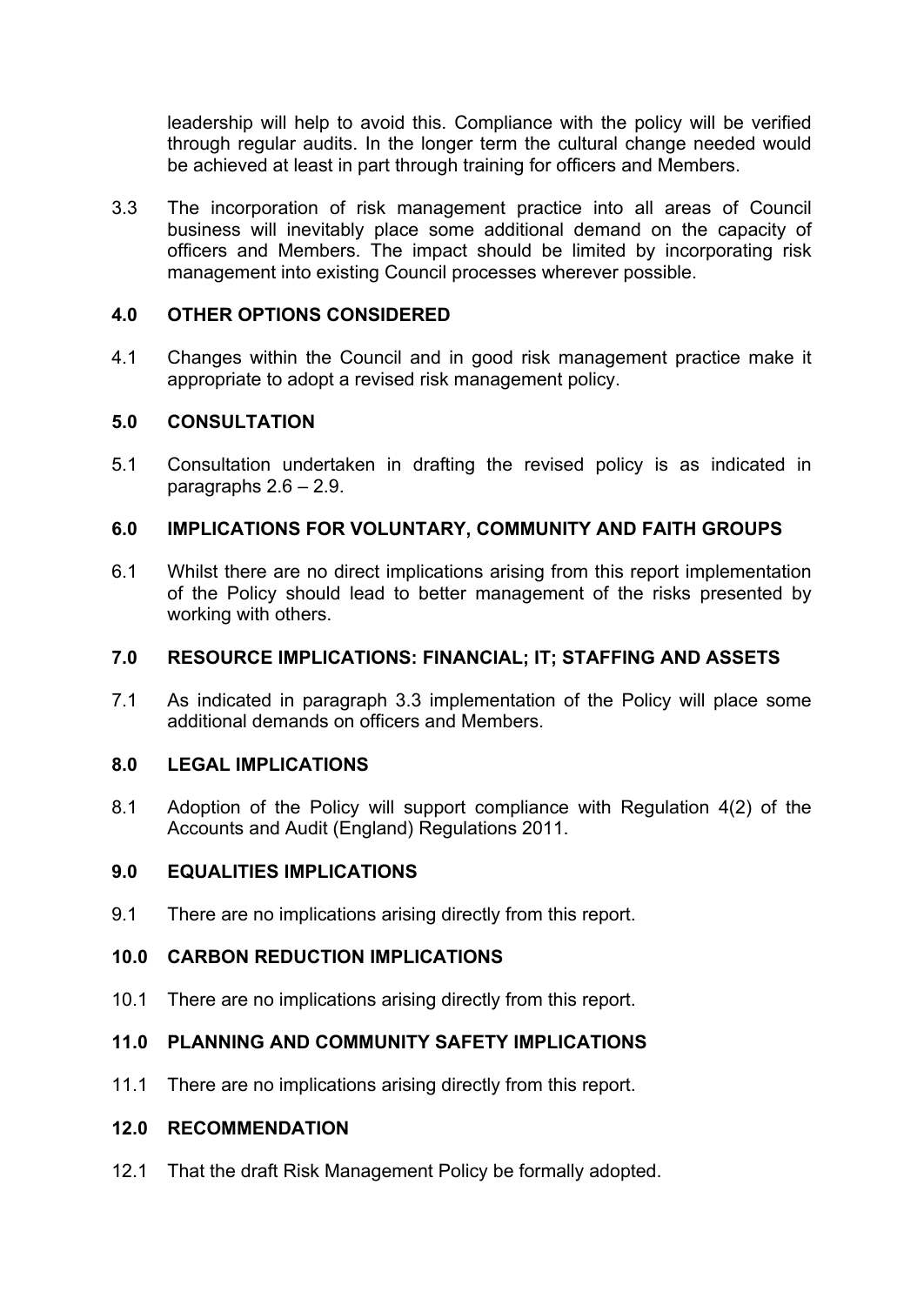leadership will help to avoid this. Compliance with the policy will be verified through regular audits. In the longer term the cultural change needed would be achieved at least in part through training for officers and Members.

3.3 The incorporation of risk management practice into all areas of Council business will inevitably place some additional demand on the capacity of officers and Members. The impact should be limited by incorporating risk management into existing Council processes wherever possible.

## 4.0 OTHER OPTIONS CONSIDERED

4.1 Changes within the Council and in good risk management practice make it appropriate to adopt a revised risk management policy.

## 5.0 CONSULTATION

5.1 Consultation undertaken in drafting the revised policy is as indicated in paragraphs 2.6 – 2.9.

## 6.0 IMPLICATIONS FOR VOLUNTARY, COMMUNITY AND FAITH GROUPS

6.1 Whilst there are no direct implications arising from this report implementation of the Policy should lead to better management of the risks presented by working with others.

## 7.0 RESOURCE IMPLICATIONS: FINANCIAL; IT; STAFFING AND ASSETS

7.1 As indicated in paragraph 3.3 implementation of the Policy will place some additional demands on officers and Members.

## 8.0 LEGAL IMPLICATIONS

8.1 Adoption of the Policy will support compliance with Regulation 4(2) of the Accounts and Audit (England) Regulations 2011.

## 9.0 EQUALITIES IMPLICATIONS

9.1 There are no implications arising directly from this report.

## 10.0 CARBON REDUCTION IMPLICATIONS

10.1 There are no implications arising directly from this report.

## 11.0 PLANNING AND COMMUNITY SAFETY IMPLICATIONS

11.1 There are no implications arising directly from this report.

## 12.0 RECOMMENDATION

12.1 That the draft Risk Management Policy be formally adopted.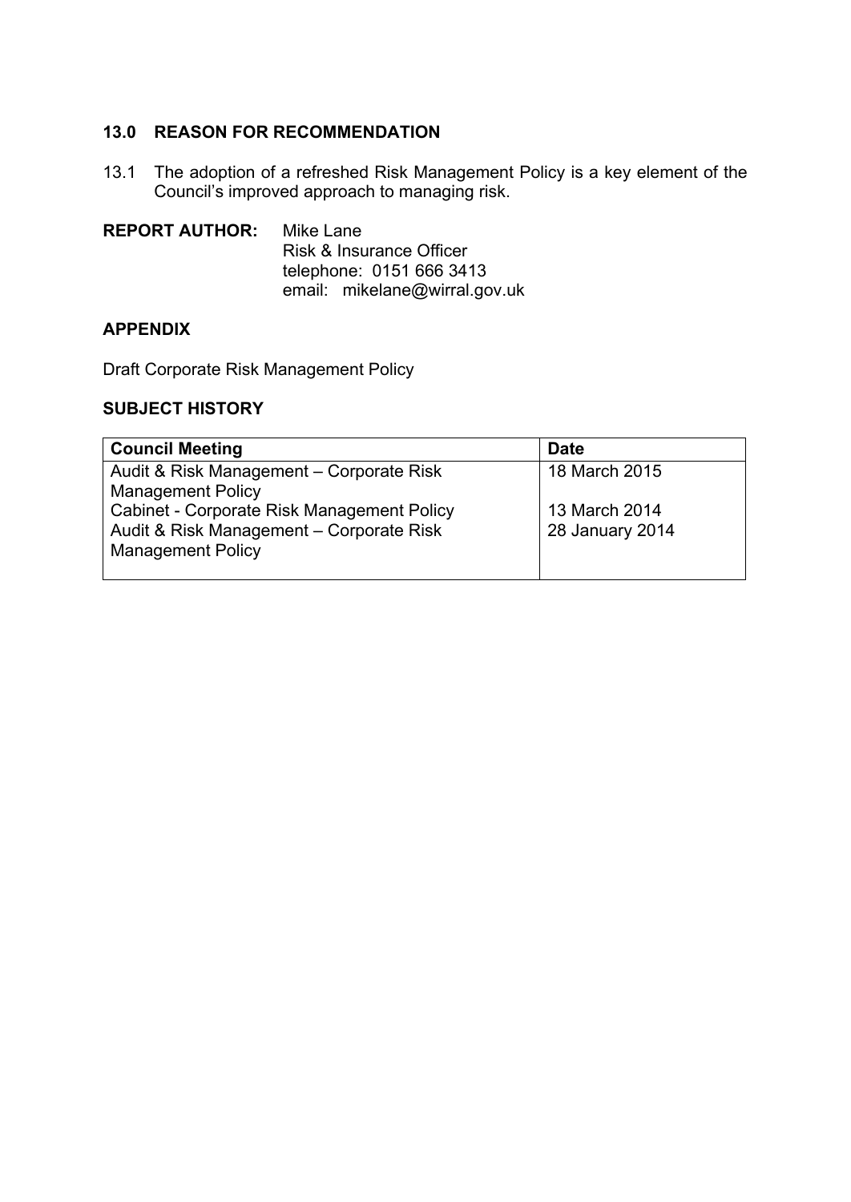## 13.0 REASON FOR RECOMMENDATION

13.1 The adoption of a refreshed Risk Management Policy is a key element of the Council's improved approach to managing risk.

**REPORT AUTHOR:** Mike Lane
Risk & Insurance Officer
telephone: 0151 666 3413
email: mikelane@wirral.gov.uk

## APPENDIX

Draft Corporate Risk Management Policy

## SUBJECT HISTORY

| Council Meeting | Date |
|---|---|
| Audit & Risk Management – Corporate Risk Management Policy | 18 March 2015 |
| Cabinet - Corporate Risk Management Policy | 13 March 2014 |
| Audit & Risk Management – Corporate Risk Management Policy | 28 January 2014 |